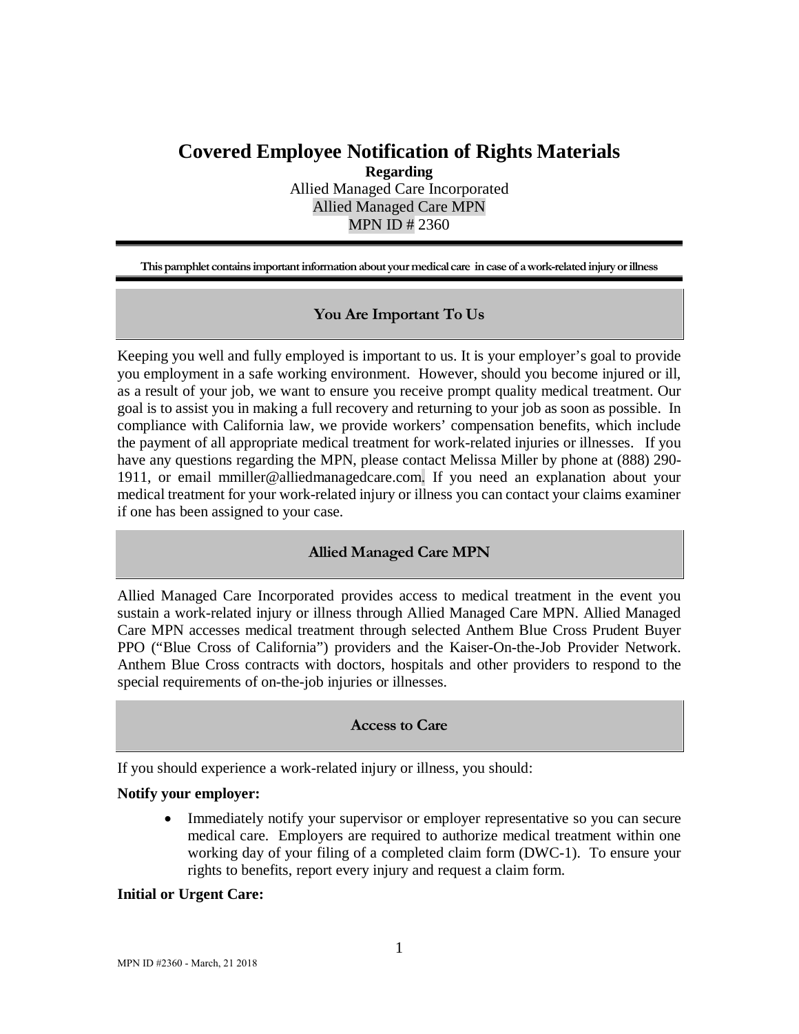# Covered Employee Notification of Rights Materials

**Regarding**

Allied Managed Care Incorporated

Allied Managed Care MPN

MPN ID # 2360

**This pamphlet contains important information about your medical care in case of a work-related injury or illness**

## You Are Important To Us

Keeping you well and fully employed is important to us. It is your employer's goal to provide you employment in a safe working environment. However, should you become injured or ill, as a result of your job, we want to ensure you receive prompt quality medical treatment. Our goal is to assist you in making a full recovery and returning to your job as soon as possible. In compliance with California law, we provide workers' compensation benefits, which include the payment of all appropriate medical treatment for work-related injuries or illnesses. If you have any questions regarding the MPN, please contact Melissa Miller by phone at (888) 290-1911, or email mmiller@alliedmanagedcare.com. If you need an explanation about your medical treatment for your work-related injury or illness you can contact your claims examiner if one has been assigned to your case.

## Allied Managed Care MPN

Allied Managed Care Incorporated provides access to medical treatment in the event you sustain a work-related injury or illness through Allied Managed Care MPN. Allied Managed Care MPN accesses medical treatment through selected Anthem Blue Cross Prudent Buyer PPO ("Blue Cross of California") providers and the Kaiser-On-the-Job Provider Network. Anthem Blue Cross contracts with doctors, hospitals and other providers to respond to the special requirements of on-the-job injuries or illnesses.

## Access to Care

If you should experience a work-related injury or illness, you should:

**Notify your employer:**

- Immediately notify your supervisor or employer representative so you can secure medical care. Employers are required to authorize medical treatment within one working day of your filing of a completed claim form (DWC-1). To ensure your rights to benefits, report every injury and request a claim form.

**Initial or Urgent Care:**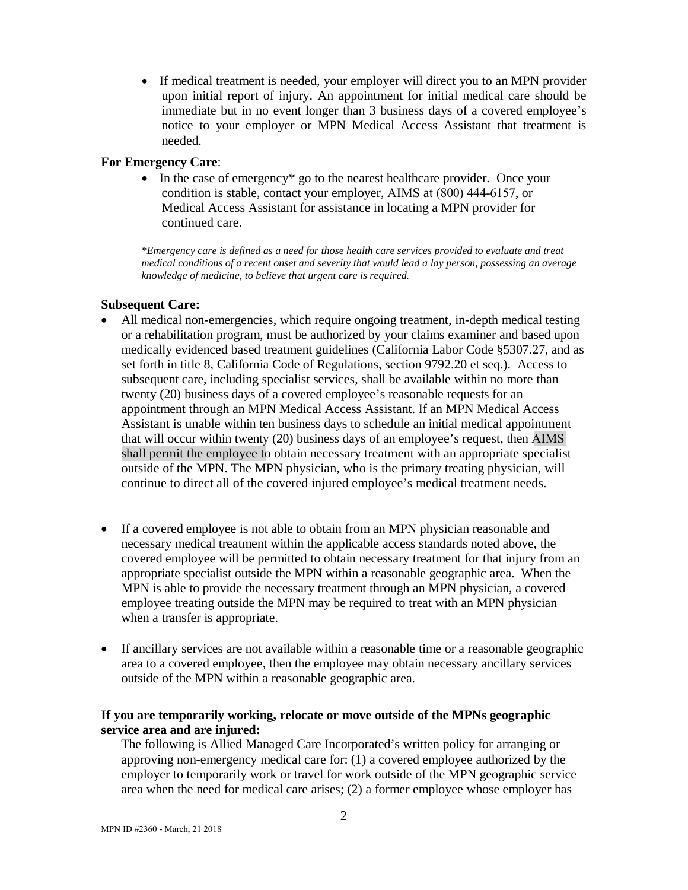- If medical treatment is needed, your employer will direct you to an MPN provider upon initial report of injury. An appointment for initial medical care should be immediate but in no event longer than 3 business days of a covered employee's notice to your employer or MPN Medical Access Assistant that treatment is needed.

**For Emergency Care**:

- In the case of emergency* go to the nearest healthcare provider. Once your condition is stable, contact your employer, AIMS at (800) 444-6157, or Medical Access Assistant for assistance in locating a MPN provider for continued care.

*\*Emergency care is defined as a need for those health care services provided to evaluate and treat medical conditions of a recent onset and severity that would lead a lay person, possessing an average knowledge of medicine, to believe that urgent care is required.*

**Subsequent Care:**

- All medical non-emergencies, which require ongoing treatment, in-depth medical testing or a rehabilitation program, must be authorized by your claims examiner and based upon medically evidenced based treatment guidelines (California Labor Code §5307.27, and as set forth in title 8, California Code of Regulations, section 9792.20 et seq.). Access to subsequent care, including specialist services, shall be available within no more than twenty (20) business days of a covered employee's reasonable requests for an appointment through an MPN Medical Access Assistant. If an MPN Medical Access Assistant is unable within ten business days to schedule an initial medical appointment that will occur within twenty (20) business days of an employee's request, then AIMS shall permit the employee to obtain necessary treatment with an appropriate specialist outside of the MPN. The MPN physician, who is the primary treating physician, will continue to direct all of the covered injured employee's medical treatment needs.

- If a covered employee is not able to obtain from an MPN physician reasonable and necessary medical treatment within the applicable access standards noted above, the covered employee will be permitted to obtain necessary treatment for that injury from an appropriate specialist outside the MPN within a reasonable geographic area. When the MPN is able to provide the necessary treatment through an MPN physician, a covered employee treating outside the MPN may be required to treat with an MPN physician when a transfer is appropriate.

- If ancillary services are not available within a reasonable time or a reasonable geographic area to a covered employee, then the employee may obtain necessary ancillary services outside of the MPN within a reasonable geographic area.

**If you are temporarily working, relocate or move outside of the MPNs geographic service area and are injured:**

The following is Allied Managed Care Incorporated's written policy for arranging or approving non-emergency medical care for: (1) a covered employee authorized by the employer to temporarily work or travel for work outside of the MPN geographic service area when the need for medical care arises; (2) a former employee whose employer has

MPN ID #2360 - March, 21 2018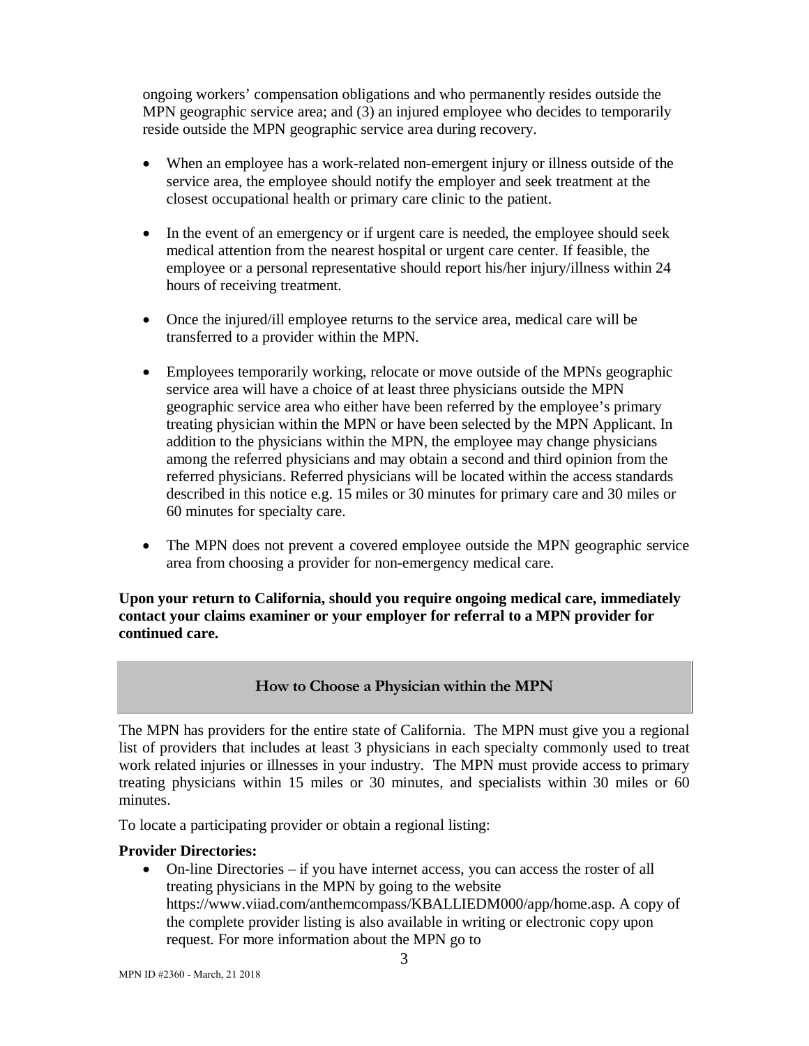ongoing workers' compensation obligations and who permanently resides outside the MPN geographic service area; and (3) an injured employee who decides to temporarily reside outside the MPN geographic service area during recovery.

- When an employee has a work-related non-emergent injury or illness outside of the service area, the employee should notify the employer and seek treatment at the closest occupational health or primary care clinic to the patient.
- In the event of an emergency or if urgent care is needed, the employee should seek medical attention from the nearest hospital or urgent care center. If feasible, the employee or a personal representative should report his/her injury/illness within 24 hours of receiving treatment.
- Once the injured/ill employee returns to the service area, medical care will be transferred to a provider within the MPN.
- Employees temporarily working, relocate or move outside of the MPNs geographic service area will have a choice of at least three physicians outside the MPN geographic service area who either have been referred by the employee's primary treating physician within the MPN or have been selected by the MPN Applicant. In addition to the physicians within the MPN, the employee may change physicians among the referred physicians and may obtain a second and third opinion from the referred physicians. Referred physicians will be located within the access standards described in this notice e.g. 15 miles or 30 minutes for primary care and 30 miles or 60 minutes for specialty care.
- The MPN does not prevent a covered employee outside the MPN geographic service area from choosing a provider for non-emergency medical care.

**Upon your return to California, should you require ongoing medical care, immediately contact your claims examiner or your employer for referral to a MPN provider for continued care.**

## How to Choose a Physician within the MPN

The MPN has providers for the entire state of California. The MPN must give you a regional list of providers that includes at least 3 physicians in each specialty commonly used to treat work related injuries or illnesses in your industry. The MPN must provide access to primary treating physicians within 15 miles or 30 minutes, and specialists within 30 miles or 60 minutes.

To locate a participating provider or obtain a regional listing:

**Provider Directories:**

- On-line Directories – if you have internet access, you can access the roster of all treating physicians in the MPN by going to the website https://www.viiad.com/anthemcompass/KBALLIEDM000/app/home.asp. A copy of the complete provider listing is also available in writing or electronic copy upon request. For more information about the MPN go to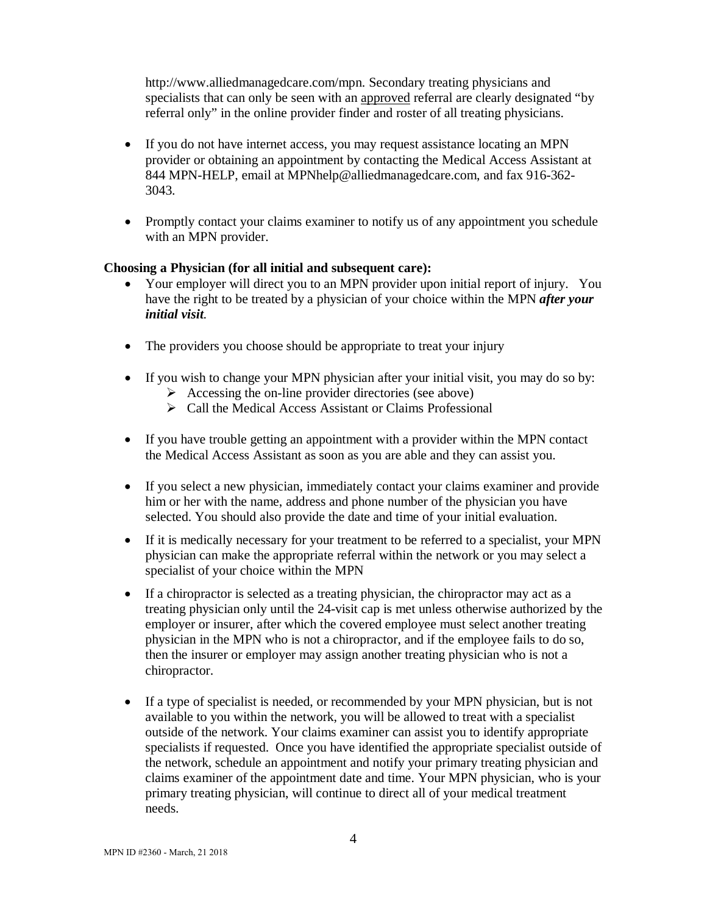http://www.alliedmanagedcare.com/mpn. Secondary treating physicians and specialists that can only be seen with an approved referral are clearly designated "by referral only" in the online provider finder and roster of all treating physicians.

- If you do not have internet access, you may request assistance locating an MPN provider or obtaining an appointment by contacting the Medical Access Assistant at 844 MPN-HELP, email at MPNhelp@alliedmanagedcare.com, and fax 916-362-3043.

- Promptly contact your claims examiner to notify us of any appointment you schedule with an MPN provider.

**Choosing a Physician (for all initial and subsequent care):**

- Your employer will direct you to an MPN provider upon initial report of injury. You have the right to be treated by a physician of your choice within the MPN ***after your initial visit***.

- The providers you choose should be appropriate to treat your injury

- If you wish to change your MPN physician after your initial visit, you may do so by:
  - Accessing the on-line provider directories (see above)
  - Call the Medical Access Assistant or Claims Professional

- If you have trouble getting an appointment with a provider within the MPN contact the Medical Access Assistant as soon as you are able and they can assist you.

- If you select a new physician, immediately contact your claims examiner and provide him or her with the name, address and phone number of the physician you have selected. You should also provide the date and time of your initial evaluation.

- If it is medically necessary for your treatment to be referred to a specialist, your MPN physician can make the appropriate referral within the network or you may select a specialist of your choice within the MPN

- If a chiropractor is selected as a treating physician, the chiropractor may act as a treating physician only until the 24-visit cap is met unless otherwise authorized by the employer or insurer, after which the covered employee must select another treating physician in the MPN who is not a chiropractor, and if the employee fails to do so, then the insurer or employer may assign another treating physician who is not a chiropractor.

- If a type of specialist is needed, or recommended by your MPN physician, but is not available to you within the network, you will be allowed to treat with a specialist outside of the network. Your claims examiner can assist you to identify appropriate specialists if requested. Once you have identified the appropriate specialist outside of the network, schedule an appointment and notify your primary treating physician and claims examiner of the appointment date and time. Your MPN physician, who is your primary treating physician, will continue to direct all of your medical treatment needs.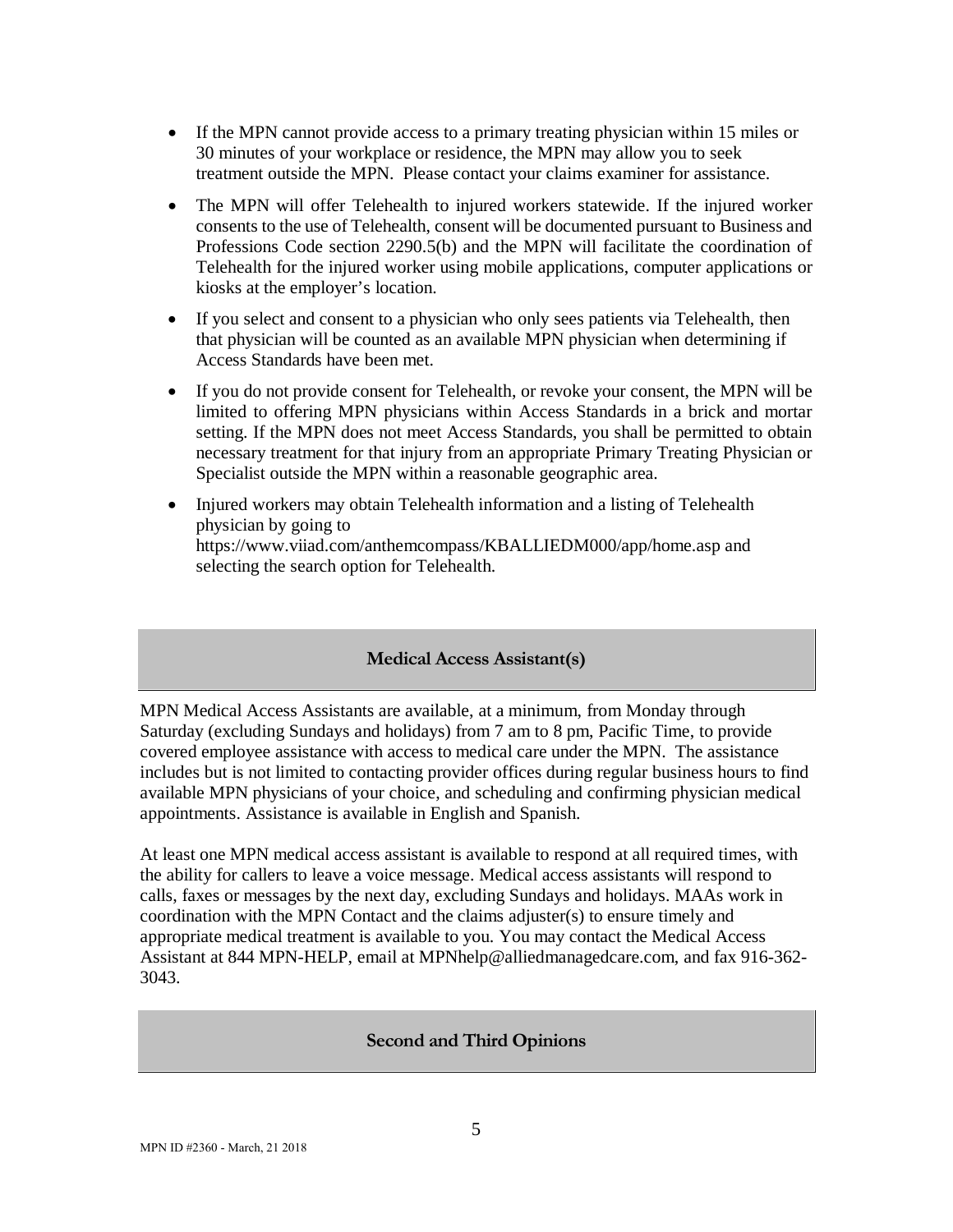- If the MPN cannot provide access to a primary treating physician within 15 miles or 30 minutes of your workplace or residence, the MPN may allow you to seek treatment outside the MPN. Please contact your claims examiner for assistance.
- The MPN will offer Telehealth to injured workers statewide. If the injured worker consents to the use of Telehealth, consent will be documented pursuant to Business and Professions Code section 2290.5(b) and the MPN will facilitate the coordination of Telehealth for the injured worker using mobile applications, computer applications or kiosks at the employer's location.
- If you select and consent to a physician who only sees patients via Telehealth, then that physician will be counted as an available MPN physician when determining if Access Standards have been met.
- If you do not provide consent for Telehealth, or revoke your consent, the MPN will be limited to offering MPN physicians within Access Standards in a brick and mortar setting. If the MPN does not meet Access Standards, you shall be permitted to obtain necessary treatment for that injury from an appropriate Primary Treating Physician or Specialist outside the MPN within a reasonable geographic area.
- Injured workers may obtain Telehealth information and a listing of Telehealth physician by going to https://www.viiad.com/anthemcompass/KBALLIEDM000/app/home.asp and selecting the search option for Telehealth.

## Medical Access Assistant(s)

MPN Medical Access Assistants are available, at a minimum, from Monday through Saturday (excluding Sundays and holidays) from 7 am to 8 pm, Pacific Time, to provide covered employee assistance with access to medical care under the MPN. The assistance includes but is not limited to contacting provider offices during regular business hours to find available MPN physicians of your choice, and scheduling and confirming physician medical appointments. Assistance is available in English and Spanish.

At least one MPN medical access assistant is available to respond at all required times, with the ability for callers to leave a voice message. Medical access assistants will respond to calls, faxes or messages by the next day, excluding Sundays and holidays. MAAs work in coordination with the MPN Contact and the claims adjuster(s) to ensure timely and appropriate medical treatment is available to you. You may contact the Medical Access Assistant at 844 MPN-HELP, email at MPNhelp@alliedmanagedcare.com, and fax 916-362-3043.

## Second and Third Opinions

MPN ID #2360 - March, 21 2018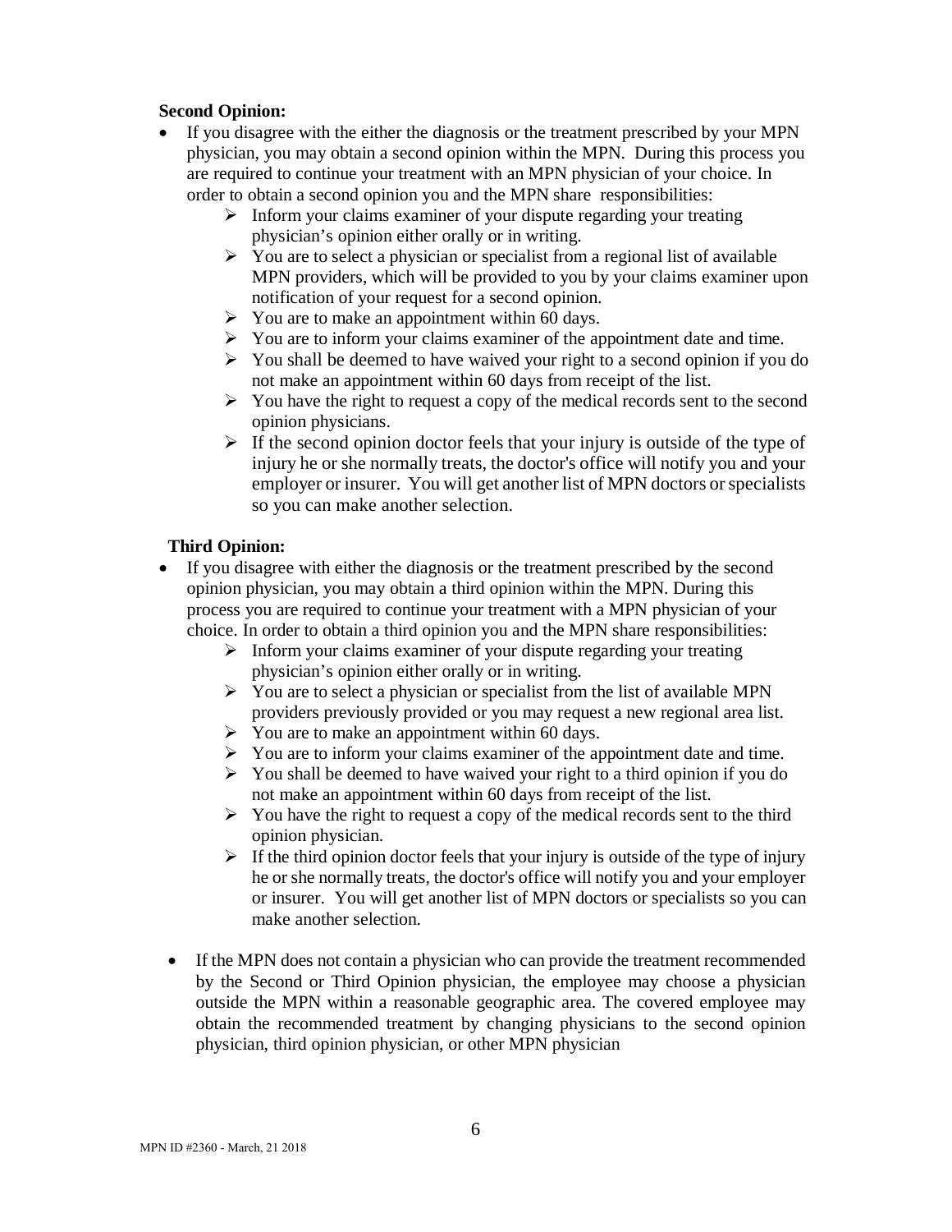**Second Opinion:**

- If you disagree with the either the diagnosis or the treatment prescribed by your MPN physician, you may obtain a second opinion within the MPN. During this process you are required to continue your treatment with an MPN physician of your choice. In order to obtain a second opinion you and the MPN share responsibilities:
    - Inform your claims examiner of your dispute regarding your treating physician's opinion either orally or in writing.
    - You are to select a physician or specialist from a regional list of available MPN providers, which will be provided to you by your claims examiner upon notification of your request for a second opinion.
    - You are to make an appointment within 60 days.
    - You are to inform your claims examiner of the appointment date and time.
    - You shall be deemed to have waived your right to a second opinion if you do not make an appointment within 60 days from receipt of the list.
    - You have the right to request a copy of the medical records sent to the second opinion physicians.
    - If the second opinion doctor feels that your injury is outside of the type of injury he or she normally treats, the doctor's office will notify you and your employer or insurer. You will get another list of MPN doctors or specialists so you can make another selection.

**Third Opinion:**

- If you disagree with either the diagnosis or the treatment prescribed by the second opinion physician, you may obtain a third opinion within the MPN. During this process you are required to continue your treatment with a MPN physician of your choice. In order to obtain a third opinion you and the MPN share responsibilities:
    - Inform your claims examiner of your dispute regarding your treating physician's opinion either orally or in writing.
    - You are to select a physician or specialist from the list of available MPN providers previously provided or you may request a new regional area list.
    - You are to make an appointment within 60 days.
    - You are to inform your claims examiner of the appointment date and time.
    - You shall be deemed to have waived your right to a third opinion if you do not make an appointment within 60 days from receipt of the list.
    - You have the right to request a copy of the medical records sent to the third opinion physician.
    - If the third opinion doctor feels that your injury is outside of the type of injury he or she normally treats, the doctor's office will notify you and your employer or insurer. You will get another list of MPN doctors or specialists so you can make another selection.

- If the MPN does not contain a physician who can provide the treatment recommended by the Second or Third Opinion physician, the employee may choose a physician outside the MPN within a reasonable geographic area. The covered employee may obtain the recommended treatment by changing physicians to the second opinion physician, third opinion physician, or other MPN physician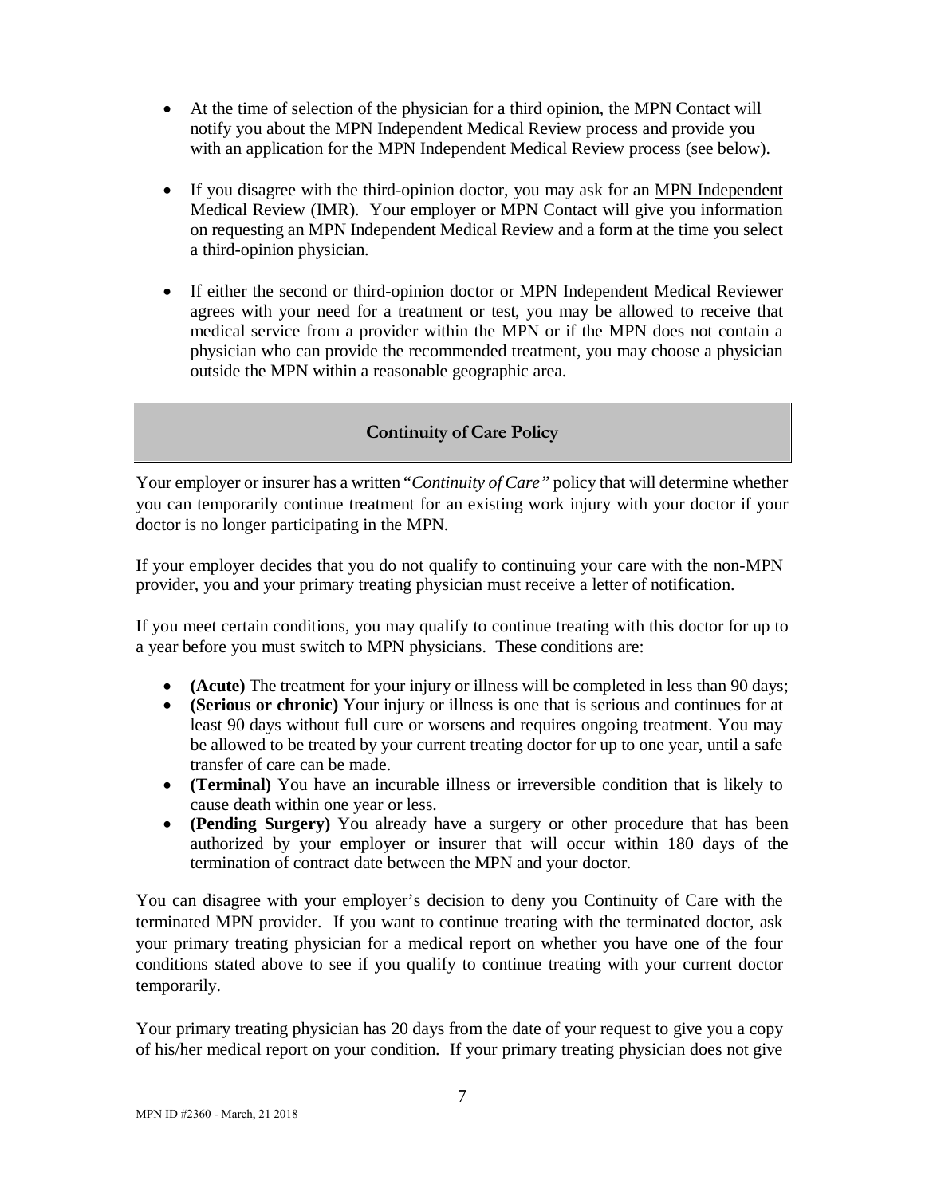- At the time of selection of the physician for a third opinion, the MPN Contact will notify you about the MPN Independent Medical Review process and provide you with an application for the MPN Independent Medical Review process (see below).

- If you disagree with the third-opinion doctor, you may ask for an MPN Independent Medical Review (IMR). Your employer or MPN Contact will give you information on requesting an MPN Independent Medical Review and a form at the time you select a third-opinion physician.

- If either the second or third-opinion doctor or MPN Independent Medical Reviewer agrees with your need for a treatment or test, you may be allowed to receive that medical service from a provider within the MPN or if the MPN does not contain a physician who can provide the recommended treatment, you may choose a physician outside the MPN within a reasonable geographic area.

## Continuity of Care Policy

Your employer or insurer has a written "*Continuity of Care*" policy that will determine whether you can temporarily continue treatment for an existing work injury with your doctor if your doctor is no longer participating in the MPN.

If your employer decides that you do not qualify to continuing your care with the non-MPN provider, you and your primary treating physician must receive a letter of notification.

If you meet certain conditions, you may qualify to continue treating with this doctor for up to a year before you must switch to MPN physicians. These conditions are:

- **(Acute)** The treatment for your injury or illness will be completed in less than 90 days;
- **(Serious or chronic)** Your injury or illness is one that is serious and continues for at least 90 days without full cure or worsens and requires ongoing treatment. You may be allowed to be treated by your current treating doctor for up to one year, until a safe transfer of care can be made.
- **(Terminal)** You have an incurable illness or irreversible condition that is likely to cause death within one year or less.
- **(Pending Surgery)** You already have a surgery or other procedure that has been authorized by your employer or insurer that will occur within 180 days of the termination of contract date between the MPN and your doctor.

You can disagree with your employer's decision to deny you Continuity of Care with the terminated MPN provider. If you want to continue treating with the terminated doctor, ask your primary treating physician for a medical report on whether you have one of the four conditions stated above to see if you qualify to continue treating with your current doctor temporarily.

Your primary treating physician has 20 days from the date of your request to give you a copy of his/her medical report on your condition. If your primary treating physician does not give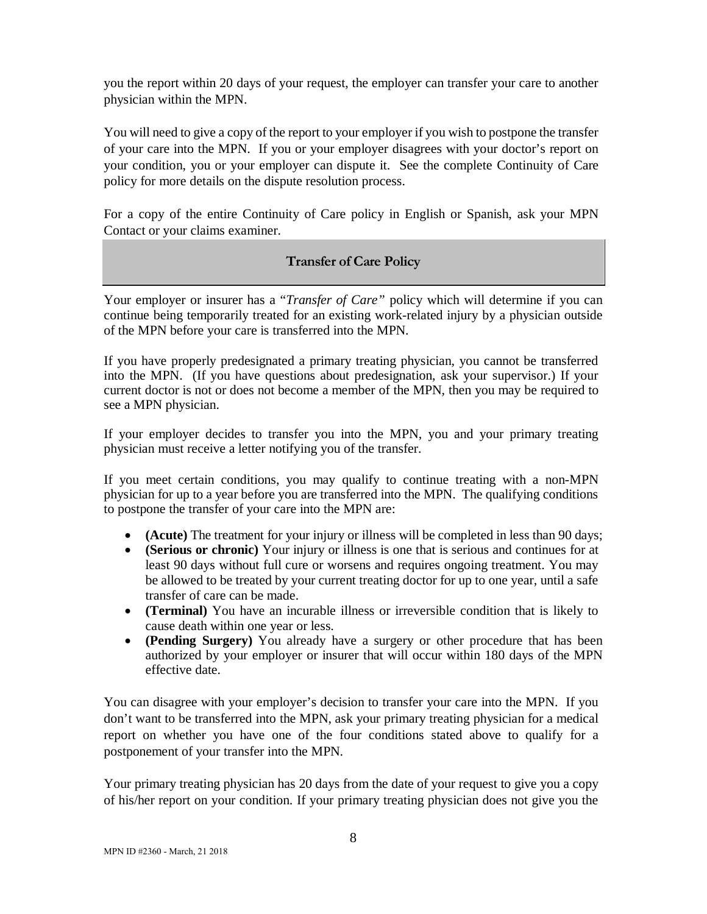you the report within 20 days of your request, the employer can transfer your care to another physician within the MPN.

You will need to give a copy of the report to your employer if you wish to postpone the transfer of your care into the MPN. If you or your employer disagrees with your doctor's report on your condition, you or your employer can dispute it. See the complete Continuity of Care policy for more details on the dispute resolution process.

For a copy of the entire Continuity of Care policy in English or Spanish, ask your MPN Contact or your claims examiner.

## Transfer of Care Policy

Your employer or insurer has a "*Transfer of Care*" policy which will determine if you can continue being temporarily treated for an existing work-related injury by a physician outside of the MPN before your care is transferred into the MPN.

If you have properly predesignated a primary treating physician, you cannot be transferred into the MPN. (If you have questions about predesignation, ask your supervisor.) If your current doctor is not or does not become a member of the MPN, then you may be required to see a MPN physician.

If your employer decides to transfer you into the MPN, you and your primary treating physician must receive a letter notifying you of the transfer.

If you meet certain conditions, you may qualify to continue treating with a non-MPN physician for up to a year before you are transferred into the MPN. The qualifying conditions to postpone the transfer of your care into the MPN are:

- **(Acute)** The treatment for your injury or illness will be completed in less than 90 days;
- **(Serious or chronic)** Your injury or illness is one that is serious and continues for at least 90 days without full cure or worsens and requires ongoing treatment. You may be allowed to be treated by your current treating doctor for up to one year, until a safe transfer of care can be made.
- **(Terminal)** You have an incurable illness or irreversible condition that is likely to cause death within one year or less.
- **(Pending Surgery)** You already have a surgery or other procedure that has been authorized by your employer or insurer that will occur within 180 days of the MPN effective date.

You can disagree with your employer's decision to transfer your care into the MPN. If you don't want to be transferred into the MPN, ask your primary treating physician for a medical report on whether you have one of the four conditions stated above to qualify for a postponement of your transfer into the MPN.

Your primary treating physician has 20 days from the date of your request to give you a copy of his/her report on your condition. If your primary treating physician does not give you the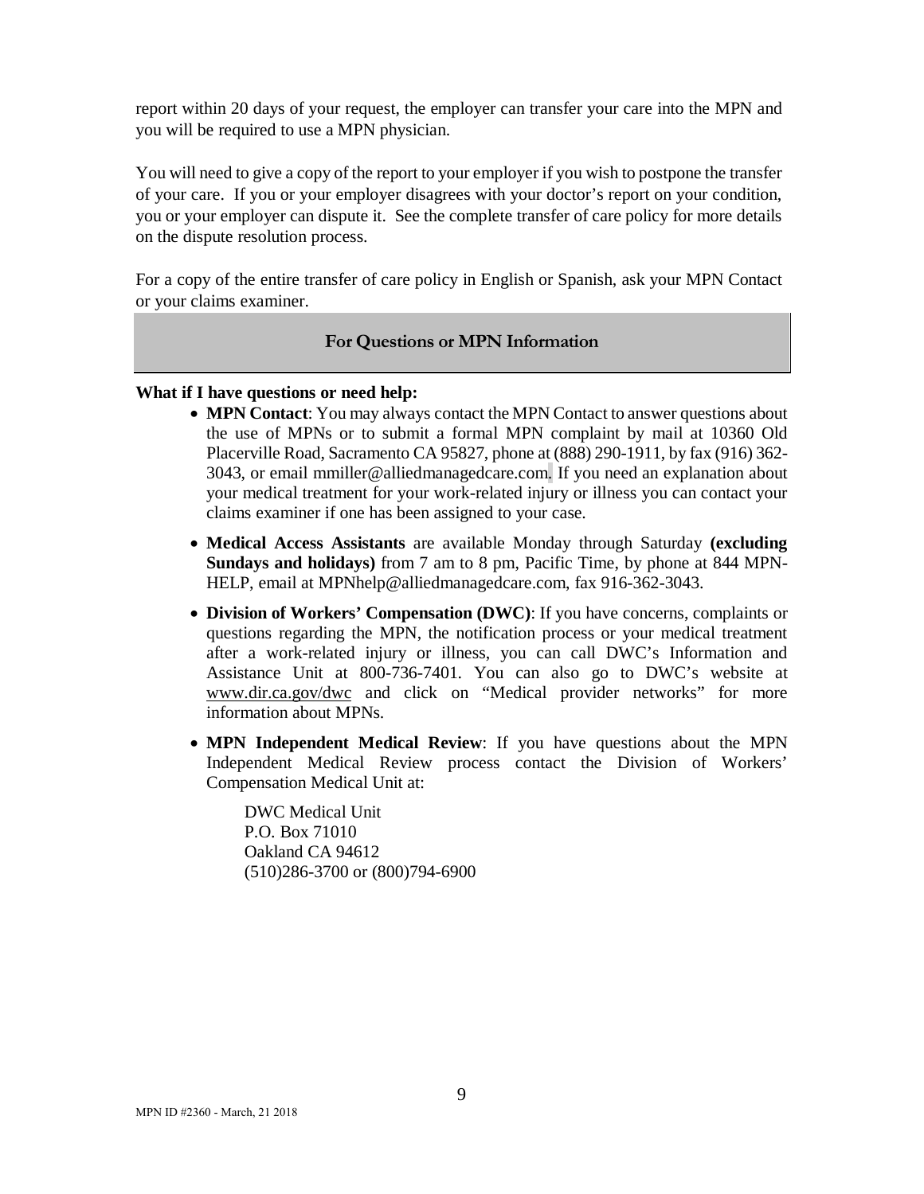report within 20 days of your request, the employer can transfer your care into the MPN and you will be required to use a MPN physician.

You will need to give a copy of the report to your employer if you wish to postpone the transfer of your care. If you or your employer disagrees with your doctor's report on your condition, you or your employer can dispute it. See the complete transfer of care policy for more details on the dispute resolution process.

For a copy of the entire transfer of care policy in English or Spanish, ask your MPN Contact or your claims examiner.

## For Questions or MPN Information

**What if I have questions or need help:**

- **MPN Contact**: You may always contact the MPN Contact to answer questions about the use of MPNs or to submit a formal MPN complaint by mail at 10360 Old Placerville Road, Sacramento CA 95827, phone at (888) 290-1911, by fax (916) 362-3043, or email mmiller@alliedmanagedcare.com. If you need an explanation about your medical treatment for your work-related injury or illness you can contact your claims examiner if one has been assigned to your case.
- **Medical Access Assistants** are available Monday through Saturday **(excluding Sundays and holidays)** from 7 am to 8 pm, Pacific Time, by phone at 844 MPN-HELP, email at MPNhelp@alliedmanagedcare.com, fax 916-362-3043.
- **Division of Workers' Compensation (DWC)**: If you have concerns, complaints or questions regarding the MPN, the notification process or your medical treatment after a work-related injury or illness, you can call DWC's Information and Assistance Unit at 800-736-7401. You can also go to DWC's website at www.dir.ca.gov/dwc and click on "Medical provider networks" for more information about MPNs.
- **MPN Independent Medical Review**: If you have questions about the MPN Independent Medical Review process contact the Division of Workers' Compensation Medical Unit at:

  DWC Medical Unit
  P.O. Box 71010
  Oakland CA 94612
  (510)286-3700 or (800)794-6900

MPN ID #2360 - March, 21 2018